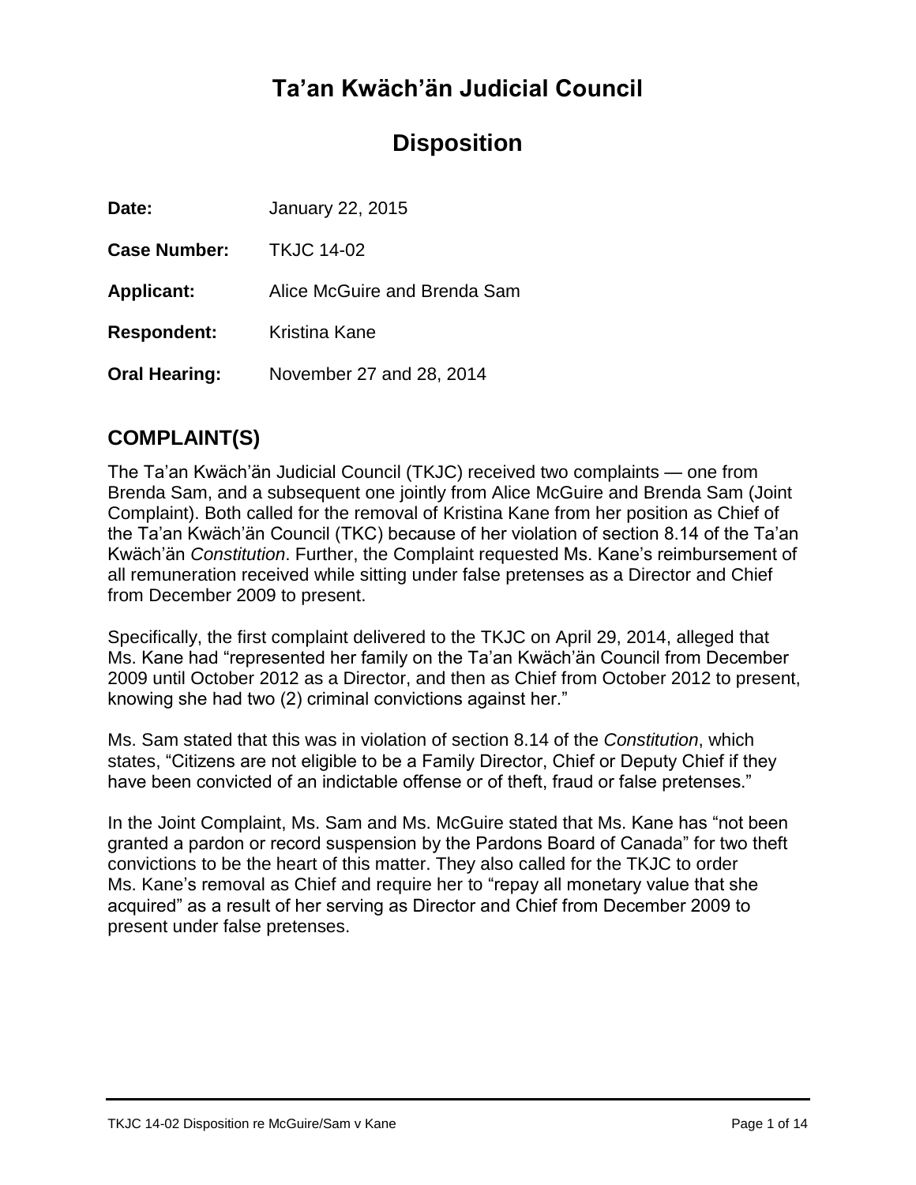# Ta'an Kwäch'än Judicial Council

## Disposition

**Date:** January 22, 2015

**Case Number:** TKJC 14-02

**Applicant:** Alice McGuire and Brenda Sam

**Respondent:** Kristina Kane

**Oral Hearing:** November 27 and 28, 2014

## COMPLAINT(S)

The Ta'an Kwäch'än Judicial Council (TKJC) received two complaints — one from Brenda Sam, and a subsequent one jointly from Alice McGuire and Brenda Sam (Joint Complaint). Both called for the removal of Kristina Kane from her position as Chief of the Ta'an Kwäch'än Council (TKC) because of her violation of section 8.14 of the Ta'an Kwäch'än *Constitution*. Further, the Complaint requested Ms. Kane's reimbursement of all remuneration received while sitting under false pretenses as a Director and Chief from December 2009 to present.

Specifically, the first complaint delivered to the TKJC on April 29, 2014, alleged that Ms. Kane had "represented her family on the Ta'an Kwäch'än Council from December 2009 until October 2012 as a Director, and then as Chief from October 2012 to present, knowing she had two (2) criminal convictions against her."

Ms. Sam stated that this was in violation of section 8.14 of the *Constitution*, which states, "Citizens are not eligible to be a Family Director, Chief or Deputy Chief if they have been convicted of an indictable offense or of theft, fraud or false pretenses."

In the Joint Complaint, Ms. Sam and Ms. McGuire stated that Ms. Kane has "not been granted a pardon or record suspension by the Pardons Board of Canada" for two theft convictions to be the heart of this matter. They also called for the TKJC to order Ms. Kane's removal as Chief and require her to "repay all monetary value that she acquired" as a result of her serving as Director and Chief from December 2009 to present under false pretenses.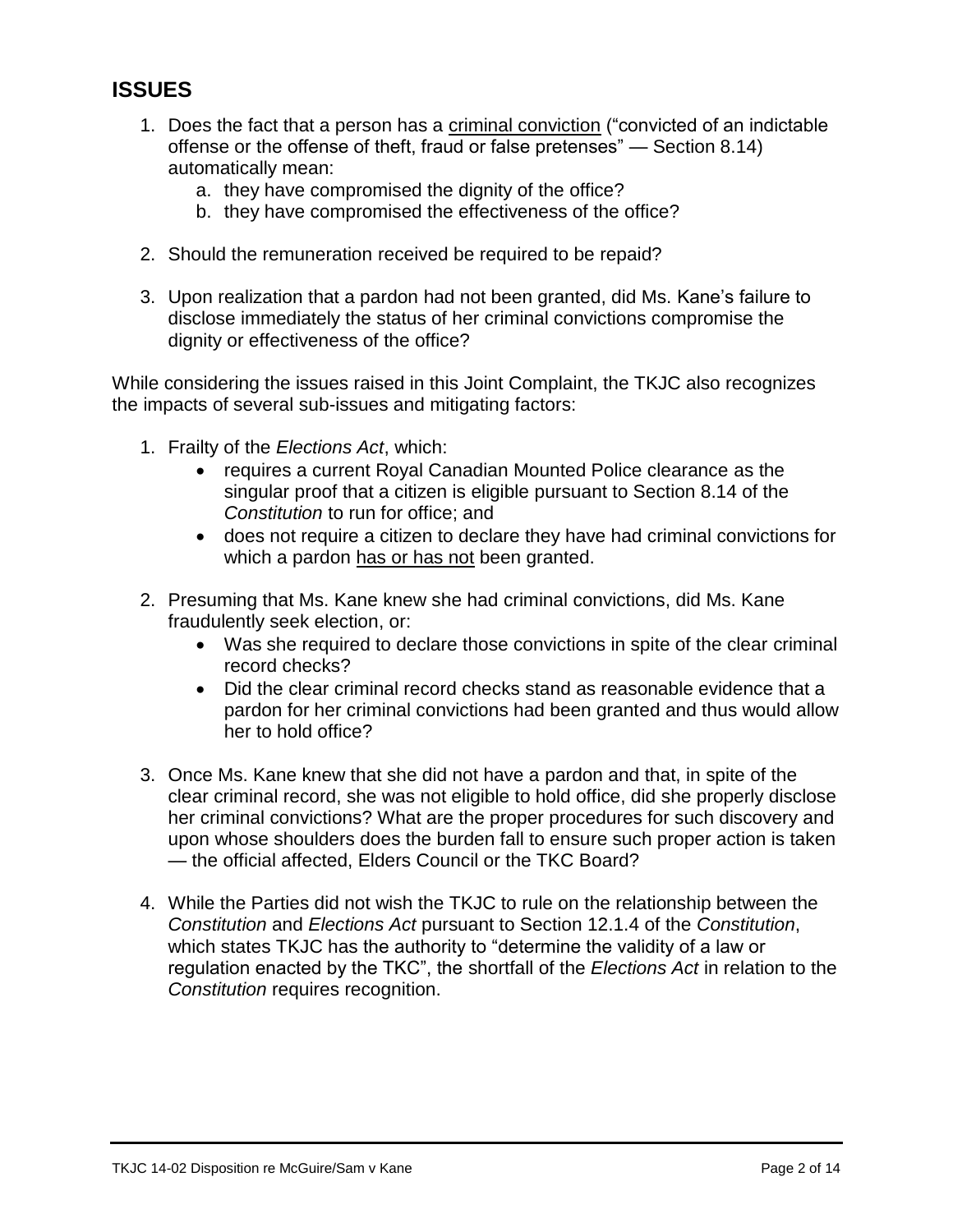## ISSUES

1. Does the fact that a person has a <u>criminal conviction</u> ("convicted of an indictable offense or the offense of theft, fraud or false pretenses" — Section 8.14) automatically mean:
   a. they have compromised the dignity of the office?
   b. they have compromised the effectiveness of the office?

2. Should the remuneration received be required to be repaid?

3. Upon realization that a pardon had not been granted, did Ms. Kane's failure to disclose immediately the status of her criminal convictions compromise the dignity or effectiveness of the office?

While considering the issues raised in this Joint Complaint, the TKJC also recognizes the impacts of several sub-issues and mitigating factors:

1. Frailty of the *Elections Act*, which:
   - requires a current Royal Canadian Mounted Police clearance as the singular proof that a citizen is eligible pursuant to Section 8.14 of the *Constitution* to run for office; and
   - does not require a citizen to declare they have had criminal convictions for which a pardon <u>has or has not</u> been granted.

2. Presuming that Ms. Kane knew she had criminal convictions, did Ms. Kane fraudulently seek election, or:
   - Was she required to declare those convictions in spite of the clear criminal record checks?
   - Did the clear criminal record checks stand as reasonable evidence that a pardon for her criminal convictions had been granted and thus would allow her to hold office?

3. Once Ms. Kane knew that she did not have a pardon and that, in spite of the clear criminal record, she was not eligible to hold office, did she properly disclose her criminal convictions? What are the proper procedures for such discovery and upon whose shoulders does the burden fall to ensure such proper action is taken — the official affected, Elders Council or the TKC Board?

4. While the Parties did not wish the TKJC to rule on the relationship between the *Constitution* and *Elections Act* pursuant to Section 12.1.4 of the *Constitution*, which states TKJC has the authority to "determine the validity of a law or regulation enacted by the TKC", the shortfall of the *Elections Act* in relation to the *Constitution* requires recognition.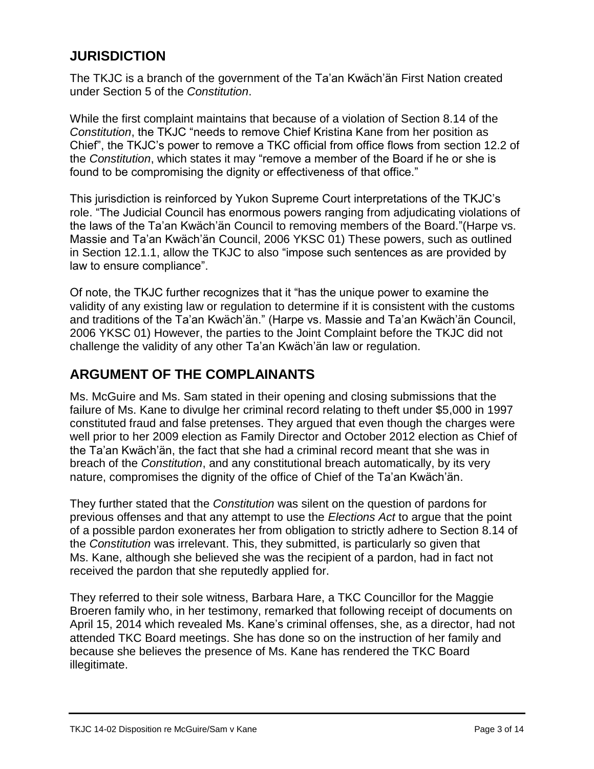## JURISDICTION

The TKJC is a branch of the government of the Ta'an Kwäch'än First Nation created under Section 5 of the *Constitution*.

While the first complaint maintains that because of a violation of Section 8.14 of the *Constitution*, the TKJC "needs to remove Chief Kristina Kane from her position as Chief", the TKJC's power to remove a TKC official from office flows from section 12.2 of the *Constitution*, which states it may "remove a member of the Board if he or she is found to be compromising the dignity or effectiveness of that office."

This jurisdiction is reinforced by Yukon Supreme Court interpretations of the TKJC's role. "The Judicial Council has enormous powers ranging from adjudicating violations of the laws of the Ta'an Kwäch'än Council to removing members of the Board."(Harpe vs. Massie and Ta'an Kwäch'än Council, 2006 YKSC 01) These powers, such as outlined in Section 12.1.1, allow the TKJC to also "impose such sentences as are provided by law to ensure compliance".

Of note, the TKJC further recognizes that it "has the unique power to examine the validity of any existing law or regulation to determine if it is consistent with the customs and traditions of the Ta'an Kwäch'än." (Harpe vs. Massie and Ta'an Kwäch'än Council, 2006 YKSC 01) However, the parties to the Joint Complaint before the TKJC did not challenge the validity of any other Ta'an Kwäch'än law or regulation.

## ARGUMENT OF THE COMPLAINANTS

Ms. McGuire and Ms. Sam stated in their opening and closing submissions that the failure of Ms. Kane to divulge her criminal record relating to theft under $5,000 in 1997 constituted fraud and false pretenses. They argued that even though the charges were well prior to her 2009 election as Family Director and October 2012 election as Chief of the Ta'an Kwäch'än, the fact that she had a criminal record meant that she was in breach of the *Constitution*, and any constitutional breach automatically, by its very nature, compromises the dignity of the office of Chief of the Ta'an Kwäch'än.

They further stated that the *Constitution* was silent on the question of pardons for previous offenses and that any attempt to use the *Elections Act* to argue that the point of a possible pardon exonerates her from obligation to strictly adhere to Section 8.14 of the *Constitution* was irrelevant. This, they submitted, is particularly so given that Ms. Kane, although she believed she was the recipient of a pardon, had in fact not received the pardon that she reputedly applied for.

They referred to their sole witness, Barbara Hare, a TKC Councillor for the Maggie Broeren family who, in her testimony, remarked that following receipt of documents on April 15, 2014 which revealed Ms. Kane's criminal offenses, she, as a director, had not attended TKC Board meetings. She has done so on the instruction of her family and because she believes the presence of Ms. Kane has rendered the TKC Board illegitimate.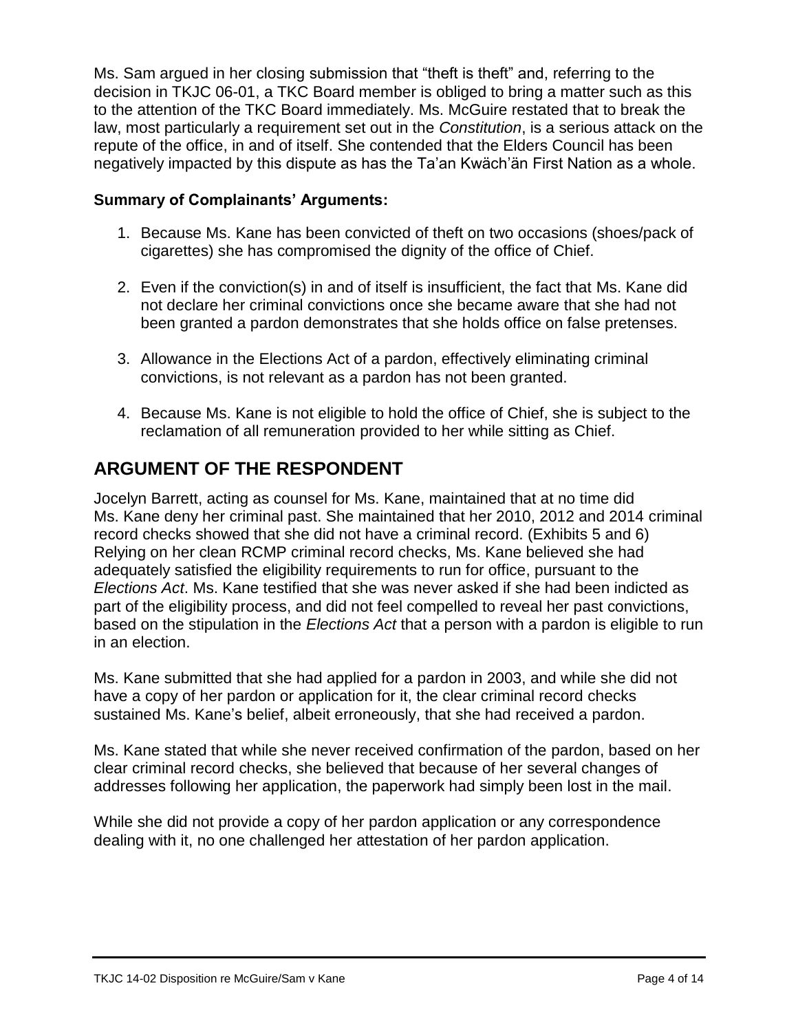Ms. Sam argued in her closing submission that "theft is theft" and, referring to the decision in TKJC 06-01, a TKC Board member is obliged to bring a matter such as this to the attention of the TKC Board immediately. Ms. McGuire restated that to break the law, most particularly a requirement set out in the *Constitution*, is a serious attack on the repute of the office, in and of itself. She contended that the Elders Council has been negatively impacted by this dispute as has the Ta'an Kwäch'än First Nation as a whole.

**Summary of Complainants' Arguments:**

1. Because Ms. Kane has been convicted of theft on two occasions (shoes/pack of cigarettes) she has compromised the dignity of the office of Chief.

2. Even if the conviction(s) in and of itself is insufficient, the fact that Ms. Kane did not declare her criminal convictions once she became aware that she had not been granted a pardon demonstrates that she holds office on false pretenses.

3. Allowance in the Elections Act of a pardon, effectively eliminating criminal convictions, is not relevant as a pardon has not been granted.

4. Because Ms. Kane is not eligible to hold the office of Chief, she is subject to the reclamation of all remuneration provided to her while sitting as Chief.

## ARGUMENT OF THE RESPONDENT

Jocelyn Barrett, acting as counsel for Ms. Kane, maintained that at no time did Ms. Kane deny her criminal past. She maintained that her 2010, 2012 and 2014 criminal record checks showed that she did not have a criminal record. (Exhibits 5 and 6) Relying on her clean RCMP criminal record checks, Ms. Kane believed she had adequately satisfied the eligibility requirements to run for office, pursuant to the *Elections Act*. Ms. Kane testified that she was never asked if she had been indicted as part of the eligibility process, and did not feel compelled to reveal her past convictions, based on the stipulation in the *Elections Act* that a person with a pardon is eligible to run in an election.

Ms. Kane submitted that she had applied for a pardon in 2003, and while she did not have a copy of her pardon or application for it, the clear criminal record checks sustained Ms. Kane's belief, albeit erroneously, that she had received a pardon.

Ms. Kane stated that while she never received confirmation of the pardon, based on her clear criminal record checks, she believed that because of her several changes of addresses following her application, the paperwork had simply been lost in the mail.

While she did not provide a copy of her pardon application or any correspondence dealing with it, no one challenged her attestation of her pardon application.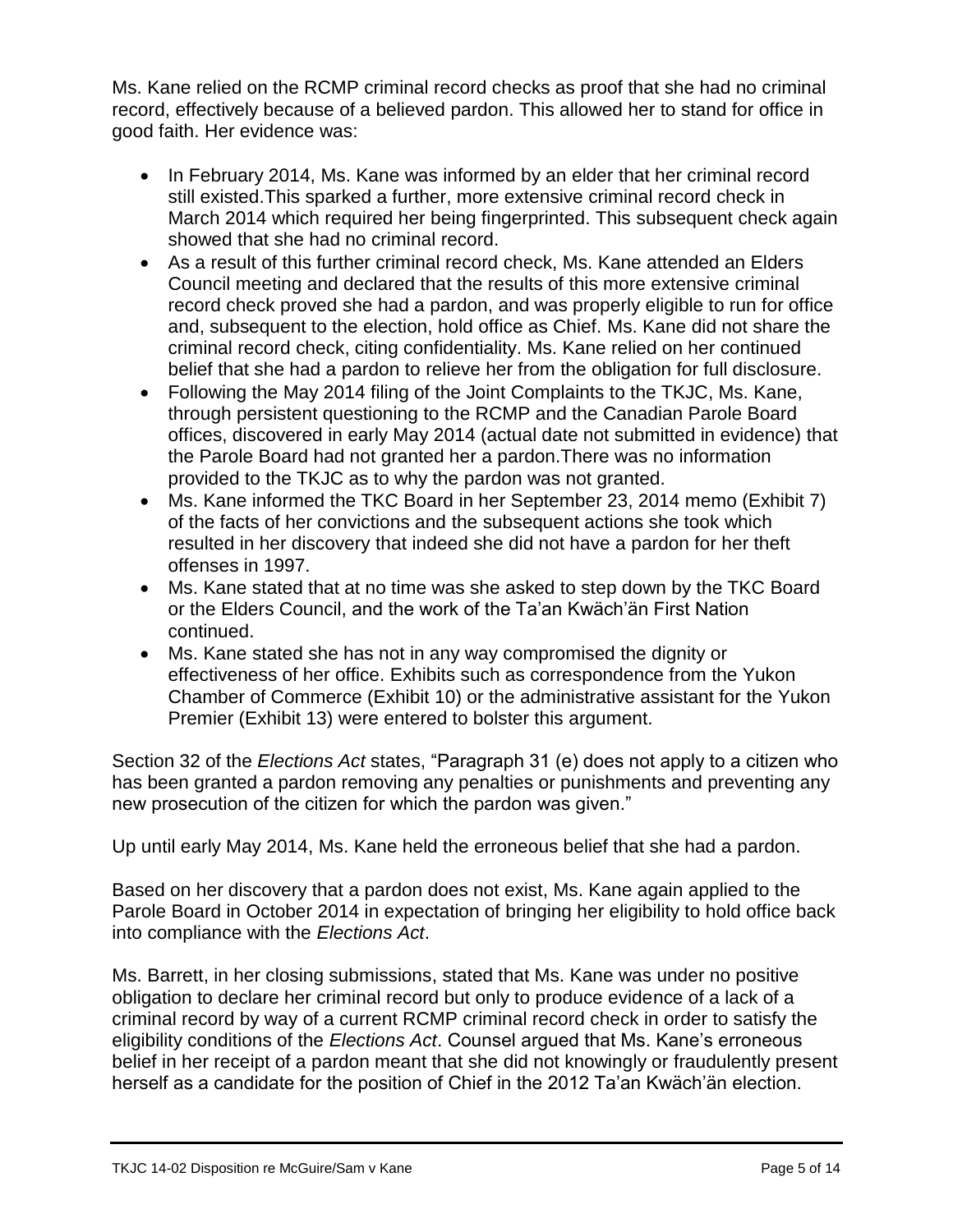Ms. Kane relied on the RCMP criminal record checks as proof that she had no criminal record, effectively because of a believed pardon. This allowed her to stand for office in good faith. Her evidence was:

- In February 2014, Ms. Kane was informed by an elder that her criminal record still existed.This sparked a further, more extensive criminal record check in March 2014 which required her being fingerprinted. This subsequent check again showed that she had no criminal record.
- As a result of this further criminal record check, Ms. Kane attended an Elders Council meeting and declared that the results of this more extensive criminal record check proved she had a pardon, and was properly eligible to run for office and, subsequent to the election, hold office as Chief. Ms. Kane did not share the criminal record check, citing confidentiality. Ms. Kane relied on her continued belief that she had a pardon to relieve her from the obligation for full disclosure.
- Following the May 2014 filing of the Joint Complaints to the TKJC, Ms. Kane, through persistent questioning to the RCMP and the Canadian Parole Board offices, discovered in early May 2014 (actual date not submitted in evidence) that the Parole Board had not granted her a pardon.There was no information provided to the TKJC as to why the pardon was not granted.
- Ms. Kane informed the TKC Board in her September 23, 2014 memo (Exhibit 7) of the facts of her convictions and the subsequent actions she took which resulted in her discovery that indeed she did not have a pardon for her theft offenses in 1997.
- Ms. Kane stated that at no time was she asked to step down by the TKC Board or the Elders Council, and the work of the Ta'an Kwäch'än First Nation continued.
- Ms. Kane stated she has not in any way compromised the dignity or effectiveness of her office. Exhibits such as correspondence from the Yukon Chamber of Commerce (Exhibit 10) or the administrative assistant for the Yukon Premier (Exhibit 13) were entered to bolster this argument.

Section 32 of the *Elections Act* states, "Paragraph 31 (e) does not apply to a citizen who has been granted a pardon removing any penalties or punishments and preventing any new prosecution of the citizen for which the pardon was given."

Up until early May 2014, Ms. Kane held the erroneous belief that she had a pardon.

Based on her discovery that a pardon does not exist, Ms. Kane again applied to the Parole Board in October 2014 in expectation of bringing her eligibility to hold office back into compliance with the *Elections Act*.

Ms. Barrett, in her closing submissions, stated that Ms. Kane was under no positive obligation to declare her criminal record but only to produce evidence of a lack of a criminal record by way of a current RCMP criminal record check in order to satisfy the eligibility conditions of the *Elections Act*. Counsel argued that Ms. Kane's erroneous belief in her receipt of a pardon meant that she did not knowingly or fraudulently present herself as a candidate for the position of Chief in the 2012 Ta'an Kwäch'än election.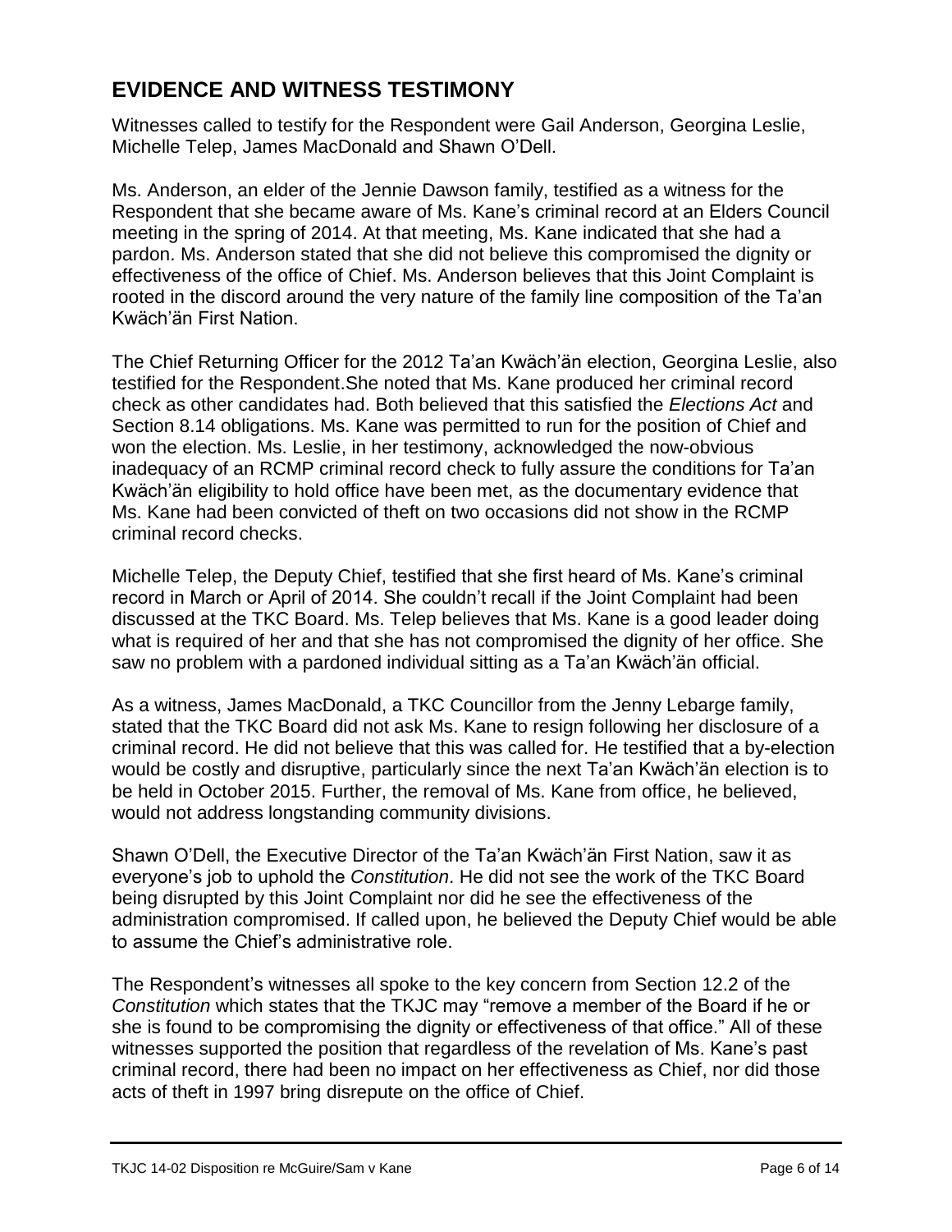## EVIDENCE AND WITNESS TESTIMONY

Witnesses called to testify for the Respondent were Gail Anderson, Georgina Leslie, Michelle Telep, James MacDonald and Shawn O'Dell.

Ms. Anderson, an elder of the Jennie Dawson family, testified as a witness for the Respondent that she became aware of Ms. Kane's criminal record at an Elders Council meeting in the spring of 2014. At that meeting, Ms. Kane indicated that she had a pardon. Ms. Anderson stated that she did not believe this compromised the dignity or effectiveness of the office of Chief. Ms. Anderson believes that this Joint Complaint is rooted in the discord around the very nature of the family line composition of the Ta'an Kwäch'än First Nation.

The Chief Returning Officer for the 2012 Ta'an Kwäch'än election, Georgina Leslie, also testified for the Respondent.She noted that Ms. Kane produced her criminal record check as other candidates had. Both believed that this satisfied the *Elections Act* and Section 8.14 obligations. Ms. Kane was permitted to run for the position of Chief and won the election. Ms. Leslie, in her testimony, acknowledged the now-obvious inadequacy of an RCMP criminal record check to fully assure the conditions for Ta'an Kwäch'än eligibility to hold office have been met, as the documentary evidence that Ms. Kane had been convicted of theft on two occasions did not show in the RCMP criminal record checks.

Michelle Telep, the Deputy Chief, testified that she first heard of Ms. Kane's criminal record in March or April of 2014. She couldn't recall if the Joint Complaint had been discussed at the TKC Board. Ms. Telep believes that Ms. Kane is a good leader doing what is required of her and that she has not compromised the dignity of her office. She saw no problem with a pardoned individual sitting as a Ta'an Kwäch'än official.

As a witness, James MacDonald, a TKC Councillor from the Jenny Lebarge family, stated that the TKC Board did not ask Ms. Kane to resign following her disclosure of a criminal record. He did not believe that this was called for. He testified that a by-election would be costly and disruptive, particularly since the next Ta'an Kwäch'än election is to be held in October 2015. Further, the removal of Ms. Kane from office, he believed, would not address longstanding community divisions.

Shawn O'Dell, the Executive Director of the Ta'an Kwäch'än First Nation, saw it as everyone's job to uphold the *Constitution*. He did not see the work of the TKC Board being disrupted by this Joint Complaint nor did he see the effectiveness of the administration compromised. If called upon, he believed the Deputy Chief would be able to assume the Chief's administrative role.

The Respondent's witnesses all spoke to the key concern from Section 12.2 of the *Constitution* which states that the TKJC may "remove a member of the Board if he or she is found to be compromising the dignity or effectiveness of that office." All of these witnesses supported the position that regardless of the revelation of Ms. Kane's past criminal record, there had been no impact on her effectiveness as Chief, nor did those acts of theft in 1997 bring disrepute on the office of Chief.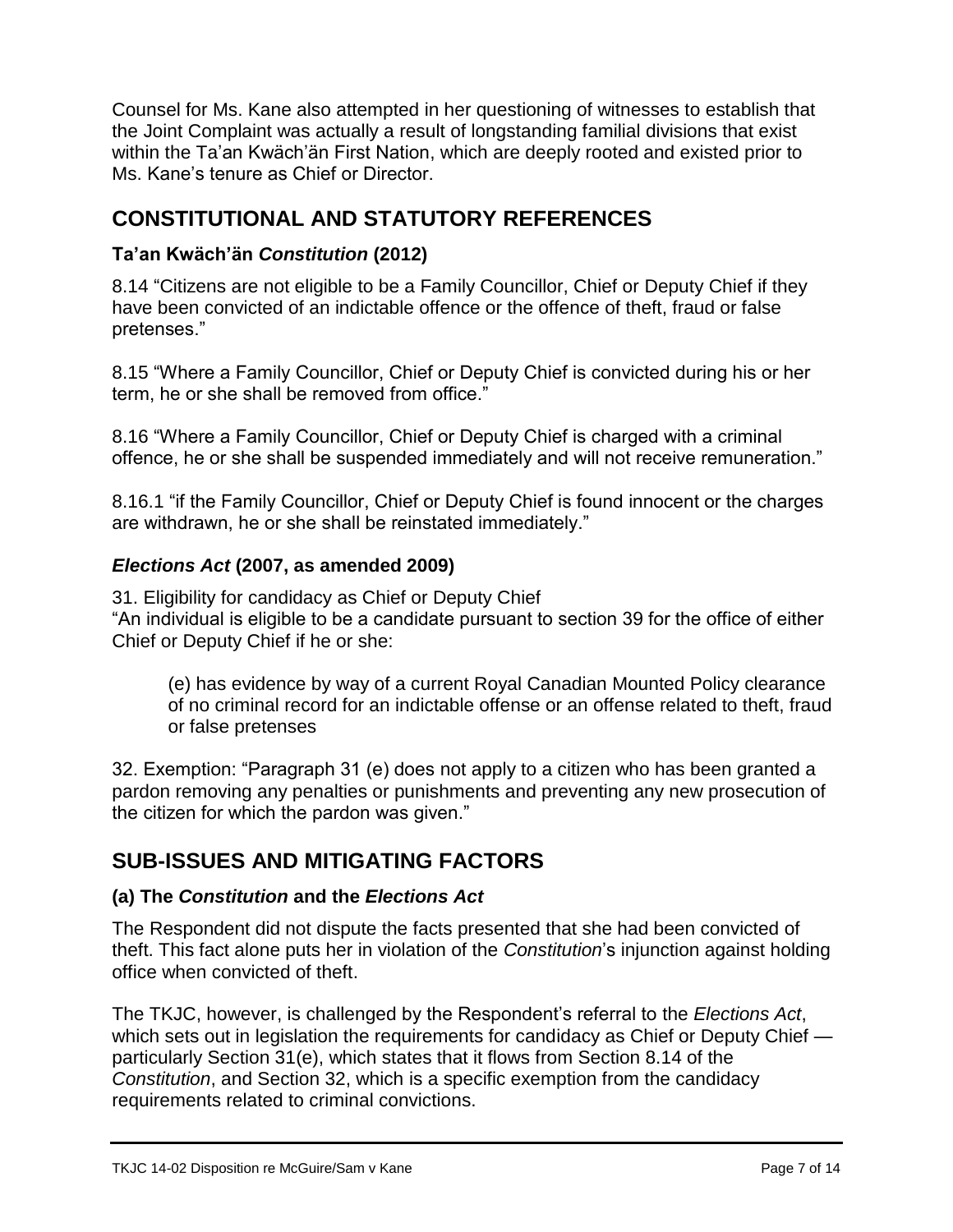Counsel for Ms. Kane also attempted in her questioning of witnesses to establish that the Joint Complaint was actually a result of longstanding familial divisions that exist within the Ta'an Kwäch'än First Nation, which are deeply rooted and existed prior to Ms. Kane's tenure as Chief or Director.

## CONSTITUTIONAL AND STATUTORY REFERENCES

### Ta'an Kwäch'än *Constitution* (2012)

8.14 "Citizens are not eligible to be a Family Councillor, Chief or Deputy Chief if they have been convicted of an indictable offence or the offence of theft, fraud or false pretenses."

8.15 "Where a Family Councillor, Chief or Deputy Chief is convicted during his or her term, he or she shall be removed from office."

8.16 "Where a Family Councillor, Chief or Deputy Chief is charged with a criminal offence, he or she shall be suspended immediately and will not receive remuneration."

8.16.1 "if the Family Councillor, Chief or Deputy Chief is found innocent or the charges are withdrawn, he or she shall be reinstated immediately."

### *Elections Act* (2007, as amended 2009)

31. Eligibility for candidacy as Chief or Deputy Chief
"An individual is eligible to be a candidate pursuant to section 39 for the office of either Chief or Deputy Chief if he or she:

> (e) has evidence by way of a current Royal Canadian Mounted Policy clearance of no criminal record for an indictable offense or an offense related to theft, fraud or false pretenses

32. Exemption: "Paragraph 31 (e) does not apply to a citizen who has been granted a pardon removing any penalties or punishments and preventing any new prosecution of the citizen for which the pardon was given."

## SUB-ISSUES AND MITIGATING FACTORS

### (a) The *Constitution* and the *Elections Act*

The Respondent did not dispute the facts presented that she had been convicted of theft. This fact alone puts her in violation of the *Constitution*'s injunction against holding office when convicted of theft.

The TKJC, however, is challenged by the Respondent's referral to the *Elections Act*, which sets out in legislation the requirements for candidacy as Chief or Deputy Chief — particularly Section 31(e), which states that it flows from Section 8.14 of the *Constitution*, and Section 32, which is a specific exemption from the candidacy requirements related to criminal convictions.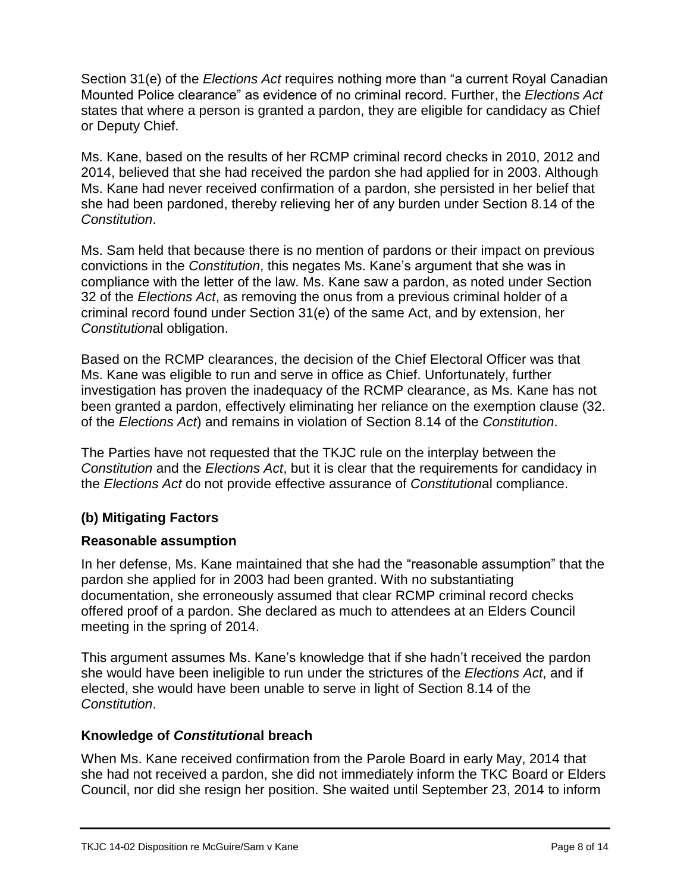Section 31(e) of the *Elections Act* requires nothing more than "a current Royal Canadian Mounted Police clearance" as evidence of no criminal record. Further, the *Elections Act* states that where a person is granted a pardon, they are eligible for candidacy as Chief or Deputy Chief.

Ms. Kane, based on the results of her RCMP criminal record checks in 2010, 2012 and 2014, believed that she had received the pardon she had applied for in 2003. Although Ms. Kane had never received confirmation of a pardon, she persisted in her belief that she had been pardoned, thereby relieving her of any burden under Section 8.14 of the *Constitution*.

Ms. Sam held that because there is no mention of pardons or their impact on previous convictions in the *Constitution*, this negates Ms. Kane's argument that she was in compliance with the letter of the law. Ms. Kane saw a pardon, as noted under Section 32 of the *Elections Act*, as removing the onus from a previous criminal holder of a criminal record found under Section 31(e) of the same Act, and by extension, her *Constitution*al obligation.

Based on the RCMP clearances, the decision of the Chief Electoral Officer was that Ms. Kane was eligible to run and serve in office as Chief. Unfortunately, further investigation has proven the inadequacy of the RCMP clearance, as Ms. Kane has not been granted a pardon, effectively eliminating her reliance on the exemption clause (32. of the *Elections Act*) and remains in violation of Section 8.14 of the *Constitution*.

The Parties have not requested that the TKJC rule on the interplay between the *Constitution* and the *Elections Act*, but it is clear that the requirements for candidacy in the *Elections Act* do not provide effective assurance of *Constitution*al compliance.

### (b) Mitigating Factors

#### Reasonable assumption

In her defense, Ms. Kane maintained that she had the "reasonable assumption" that the pardon she applied for in 2003 had been granted. With no substantiating documentation, she erroneously assumed that clear RCMP criminal record checks offered proof of a pardon. She declared as much to attendees at an Elders Council meeting in the spring of 2014.

This argument assumes Ms. Kane's knowledge that if she hadn't received the pardon she would have been ineligible to run under the strictures of the *Elections Act*, and if elected, she would have been unable to serve in light of Section 8.14 of the *Constitution*.

#### Knowledge of *Constitution*al breach

When Ms. Kane received confirmation from the Parole Board in early May, 2014 that she had not received a pardon, she did not immediately inform the TKC Board or Elders Council, nor did she resign her position. She waited until September 23, 2014 to inform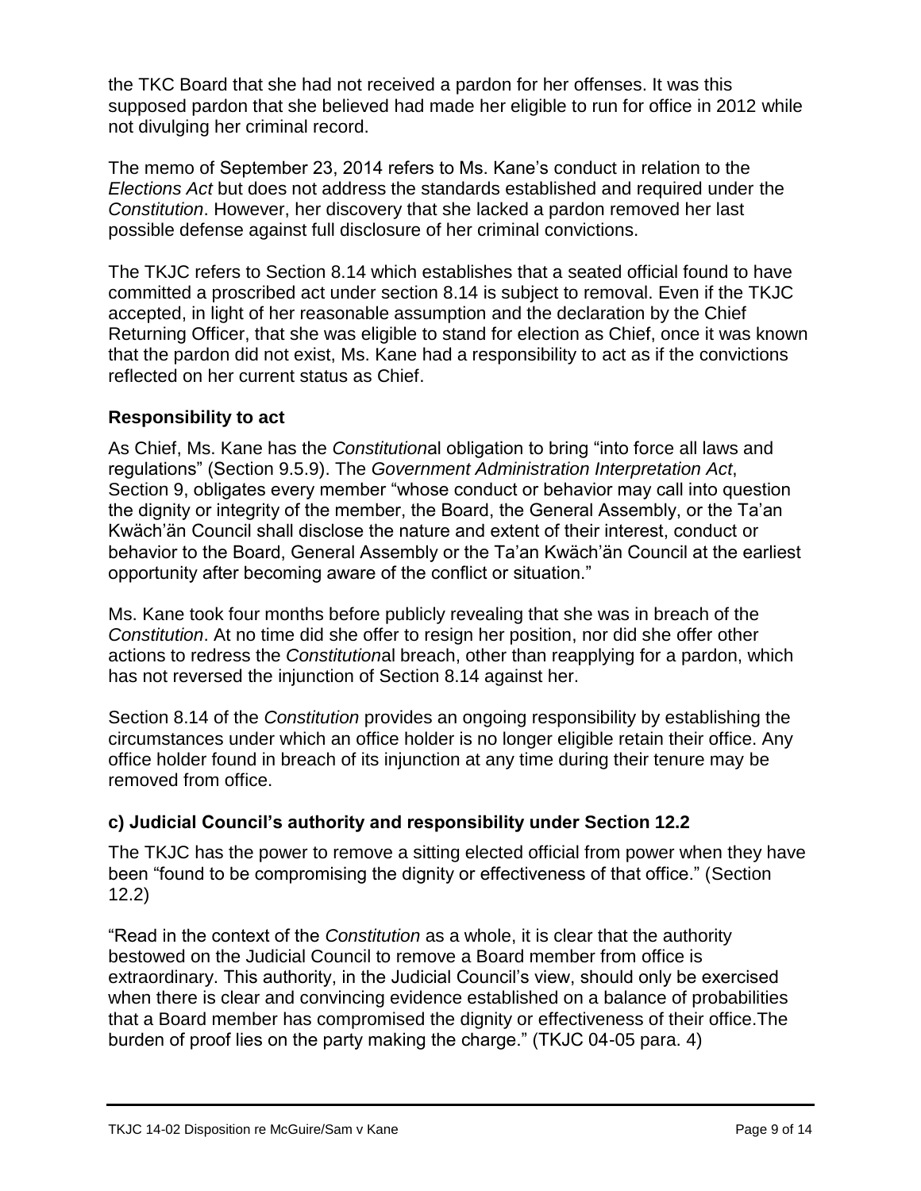the TKC Board that she had not received a pardon for her offenses. It was this supposed pardon that she believed had made her eligible to run for office in 2012 while not divulging her criminal record.

The memo of September 23, 2014 refers to Ms. Kane's conduct in relation to the *Elections Act* but does not address the standards established and required under the *Constitution*. However, her discovery that she lacked a pardon removed her last possible defense against full disclosure of her criminal convictions.

The TKJC refers to Section 8.14 which establishes that a seated official found to have committed a proscribed act under section 8.14 is subject to removal. Even if the TKJC accepted, in light of her reasonable assumption and the declaration by the Chief Returning Officer, that she was eligible to stand for election as Chief, once it was known that the pardon did not exist, Ms. Kane had a responsibility to act as if the convictions reflected on her current status as Chief.

### Responsibility to act

As Chief, Ms. Kane has the *Constitution*al obligation to bring "into force all laws and regulations" (Section 9.5.9). The *Government Administration Interpretation Act*, Section 9, obligates every member "whose conduct or behavior may call into question the dignity or integrity of the member, the Board, the General Assembly, or the Ta'an Kwäch'än Council shall disclose the nature and extent of their interest, conduct or behavior to the Board, General Assembly or the Ta'an Kwäch'än Council at the earliest opportunity after becoming aware of the conflict or situation."

Ms. Kane took four months before publicly revealing that she was in breach of the *Constitution*. At no time did she offer to resign her position, nor did she offer other actions to redress the *Constitution*al breach, other than reapplying for a pardon, which has not reversed the injunction of Section 8.14 against her.

Section 8.14 of the *Constitution* provides an ongoing responsibility by establishing the circumstances under which an office holder is no longer eligible retain their office. Any office holder found in breach of its injunction at any time during their tenure may be removed from office.

### c) Judicial Council's authority and responsibility under Section 12.2

The TKJC has the power to remove a sitting elected official from power when they have been "found to be compromising the dignity or effectiveness of that office." (Section 12.2)

"Read in the context of the *Constitution* as a whole, it is clear that the authority bestowed on the Judicial Council to remove a Board member from office is extraordinary. This authority, in the Judicial Council's view, should only be exercised when there is clear and convincing evidence established on a balance of probabilities that a Board member has compromised the dignity or effectiveness of their office.The burden of proof lies on the party making the charge." (TKJC 04-05 para. 4)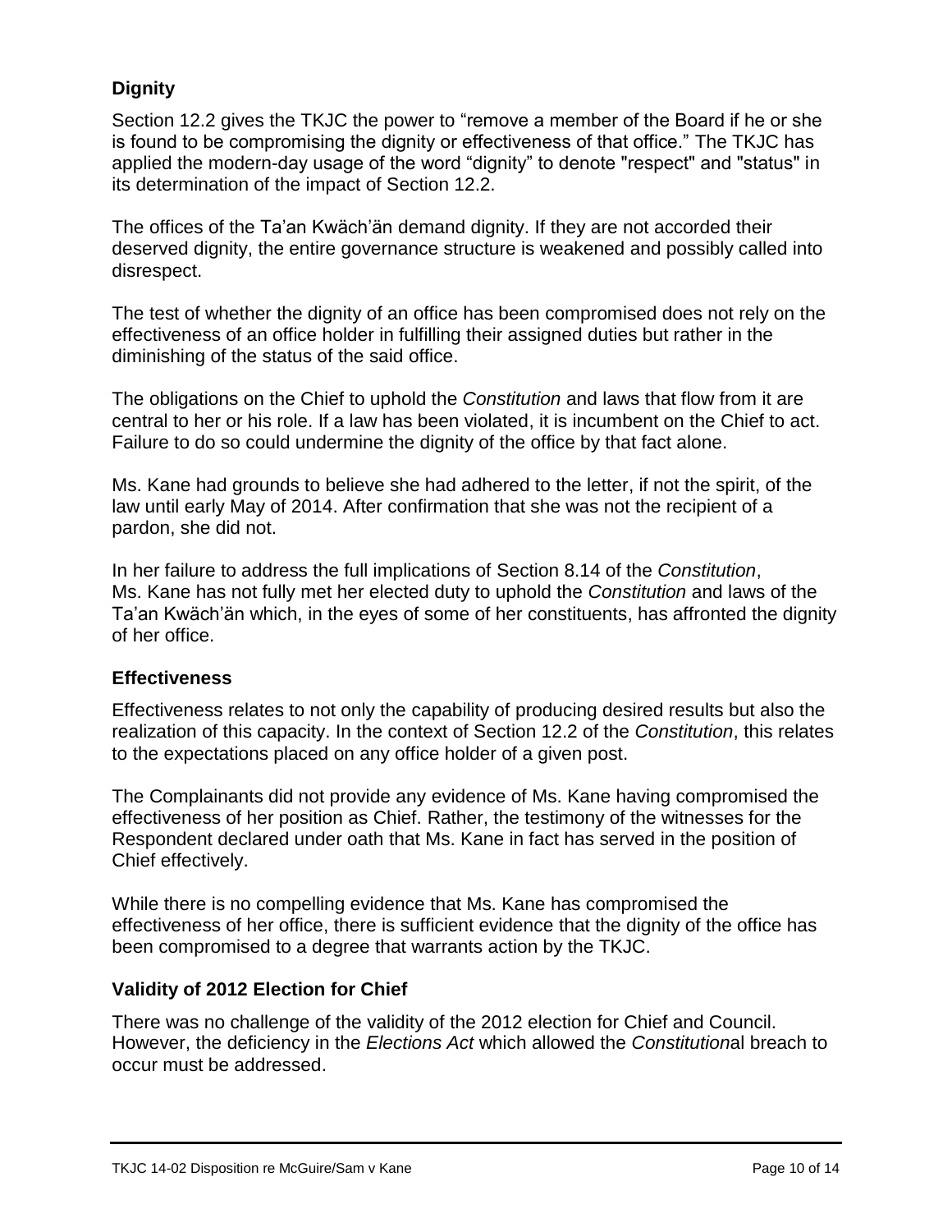### Dignity

Section 12.2 gives the TKJC the power to "remove a member of the Board if he or she is found to be compromising the dignity or effectiveness of that office." The TKJC has applied the modern-day usage of the word "dignity" to denote "respect" and "status" in its determination of the impact of Section 12.2.

The offices of the Ta'an Kwäch'än demand dignity. If they are not accorded their deserved dignity, the entire governance structure is weakened and possibly called into disrespect.

The test of whether the dignity of an office has been compromised does not rely on the effectiveness of an office holder in fulfilling their assigned duties but rather in the diminishing of the status of the said office.

The obligations on the Chief to uphold the *Constitution* and laws that flow from it are central to her or his role. If a law has been violated, it is incumbent on the Chief to act. Failure to do so could undermine the dignity of the office by that fact alone.

Ms. Kane had grounds to believe she had adhered to the letter, if not the spirit, of the law until early May of 2014. After confirmation that she was not the recipient of a pardon, she did not.

In her failure to address the full implications of Section 8.14 of the *Constitution*, Ms. Kane has not fully met her elected duty to uphold the *Constitution* and laws of the Ta'an Kwäch'än which, in the eyes of some of her constituents, has affronted the dignity of her office.

### Effectiveness

Effectiveness relates to not only the capability of producing desired results but also the realization of this capacity. In the context of Section 12.2 of the *Constitution*, this relates to the expectations placed on any office holder of a given post.

The Complainants did not provide any evidence of Ms. Kane having compromised the effectiveness of her position as Chief. Rather, the testimony of the witnesses for the Respondent declared under oath that Ms. Kane in fact has served in the position of Chief effectively.

While there is no compelling evidence that Ms. Kane has compromised the effectiveness of her office, there is sufficient evidence that the dignity of the office has been compromised to a degree that warrants action by the TKJC.

### Validity of 2012 Election for Chief

There was no challenge of the validity of the 2012 election for Chief and Council. However, the deficiency in the *Elections Act* which allowed the *Constitution*al breach to occur must be addressed.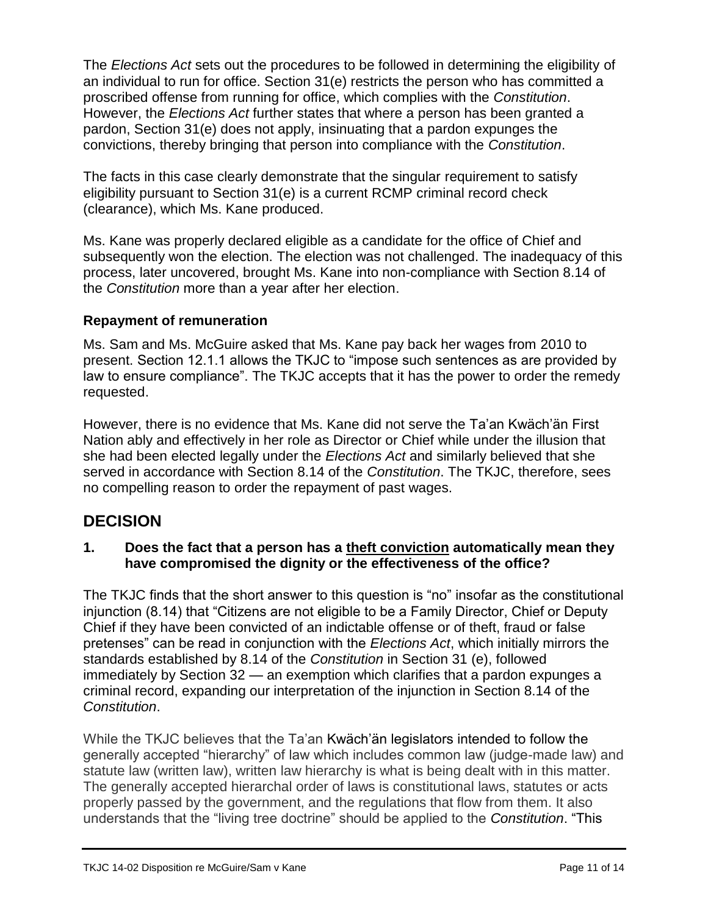The *Elections Act* sets out the procedures to be followed in determining the eligibility of an individual to run for office. Section 31(e) restricts the person who has committed a proscribed offense from running for office, which complies with the *Constitution*. However, the *Elections Act* further states that where a person has been granted a pardon, Section 31(e) does not apply, insinuating that a pardon expunges the convictions, thereby bringing that person into compliance with the *Constitution*.

The facts in this case clearly demonstrate that the singular requirement to satisfy eligibility pursuant to Section 31(e) is a current RCMP criminal record check (clearance), which Ms. Kane produced.

Ms. Kane was properly declared eligible as a candidate for the office of Chief and subsequently won the election. The election was not challenged. The inadequacy of this process, later uncovered, brought Ms. Kane into non-compliance with Section 8.14 of the *Constitution* more than a year after her election.

### Repayment of remuneration

Ms. Sam and Ms. McGuire asked that Ms. Kane pay back her wages from 2010 to present. Section 12.1.1 allows the TKJC to "impose such sentences as are provided by law to ensure compliance". The TKJC accepts that it has the power to order the remedy requested.

However, there is no evidence that Ms. Kane did not serve the Ta'an Kwäch'än First Nation ably and effectively in her role as Director or Chief while under the illusion that she had been elected legally under the *Elections Act* and similarly believed that she served in accordance with Section 8.14 of the *Constitution*. The TKJC, therefore, sees no compelling reason to order the repayment of past wages.

## DECISION

### 1. Does the fact that a person has a <u>theft conviction</u> automatically mean they have compromised the dignity or the effectiveness of the office?

The TKJC finds that the short answer to this question is "no" insofar as the constitutional injunction (8.14) that "Citizens are not eligible to be a Family Director, Chief or Deputy Chief if they have been convicted of an indictable offense or of theft, fraud or false pretenses" can be read in conjunction with the *Elections Act*, which initially mirrors the standards established by 8.14 of the *Constitution* in Section 31 (e), followed immediately by Section 32 — an exemption which clarifies that a pardon expunges a criminal record, expanding our interpretation of the injunction in Section 8.14 of the *Constitution*.

While the TKJC believes that the Ta'an Kwäch'än legislators intended to follow the generally accepted "hierarchy" of law which includes common law (judge-made law) and statute law (written law), written law hierarchy is what is being dealt with in this matter. The generally accepted hierarchal order of laws is constitutional laws, statutes or acts properly passed by the government, and the regulations that flow from them. It also understands that the "living tree doctrine" should be applied to the *Constitution*. "This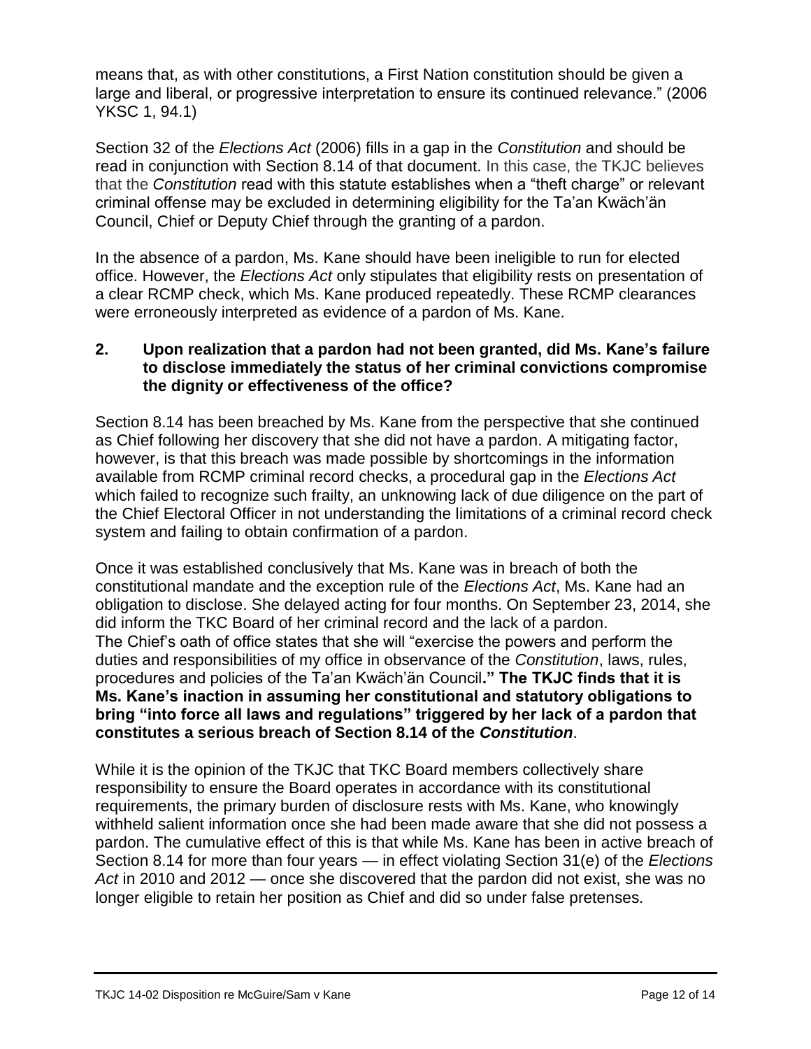means that, as with other constitutions, a First Nation constitution should be given a large and liberal, or progressive interpretation to ensure its continued relevance." (2006 YKSC 1, 94.1)

Section 32 of the *Elections Act* (2006) fills in a gap in the *Constitution* and should be read in conjunction with Section 8.14 of that document. In this case, the TKJC believes that the *Constitution* read with this statute establishes when a "theft charge" or relevant criminal offense may be excluded in determining eligibility for the Ta'an Kwäch'än Council, Chief or Deputy Chief through the granting of a pardon.

In the absence of a pardon, Ms. Kane should have been ineligible to run for elected office. However, the *Elections Act* only stipulates that eligibility rests on presentation of a clear RCMP check, which Ms. Kane produced repeatedly. These RCMP clearances were erroneously interpreted as evidence of a pardon of Ms. Kane.

**2. Upon realization that a pardon had not been granted, did Ms. Kane's failure to disclose immediately the status of her criminal convictions compromise the dignity or effectiveness of the office?**

Section 8.14 has been breached by Ms. Kane from the perspective that she continued as Chief following her discovery that she did not have a pardon. A mitigating factor, however, is that this breach was made possible by shortcomings in the information available from RCMP criminal record checks, a procedural gap in the *Elections Act* which failed to recognize such frailty, an unknowing lack of due diligence on the part of the Chief Electoral Officer in not understanding the limitations of a criminal record check system and failing to obtain confirmation of a pardon.

Once it was established conclusively that Ms. Kane was in breach of both the constitutional mandate and the exception rule of the *Elections Act*, Ms. Kane had an obligation to disclose. She delayed acting for four months. On September 23, 2014, she did inform the TKC Board of her criminal record and the lack of a pardon.
The Chief's oath of office states that she will "exercise the powers and perform the duties and responsibilities of my office in observance of the *Constitution*, laws, rules, procedures and policies of the Ta'an Kwäch'än Council**." The TKJC finds that it is Ms. Kane's inaction in assuming her constitutional and statutory obligations to bring "into force all laws and regulations" triggered by her lack of a pardon that constitutes a serious breach of Section 8.14 of the *Constitution***.

While it is the opinion of the TKJC that TKC Board members collectively share responsibility to ensure the Board operates in accordance with its constitutional requirements, the primary burden of disclosure rests with Ms. Kane, who knowingly withheld salient information once she had been made aware that she did not possess a pardon. The cumulative effect of this is that while Ms. Kane has been in active breach of Section 8.14 for more than four years — in effect violating Section 31(e) of the *Elections Act* in 2010 and 2012 — once she discovered that the pardon did not exist, she was no longer eligible to retain her position as Chief and did so under false pretenses.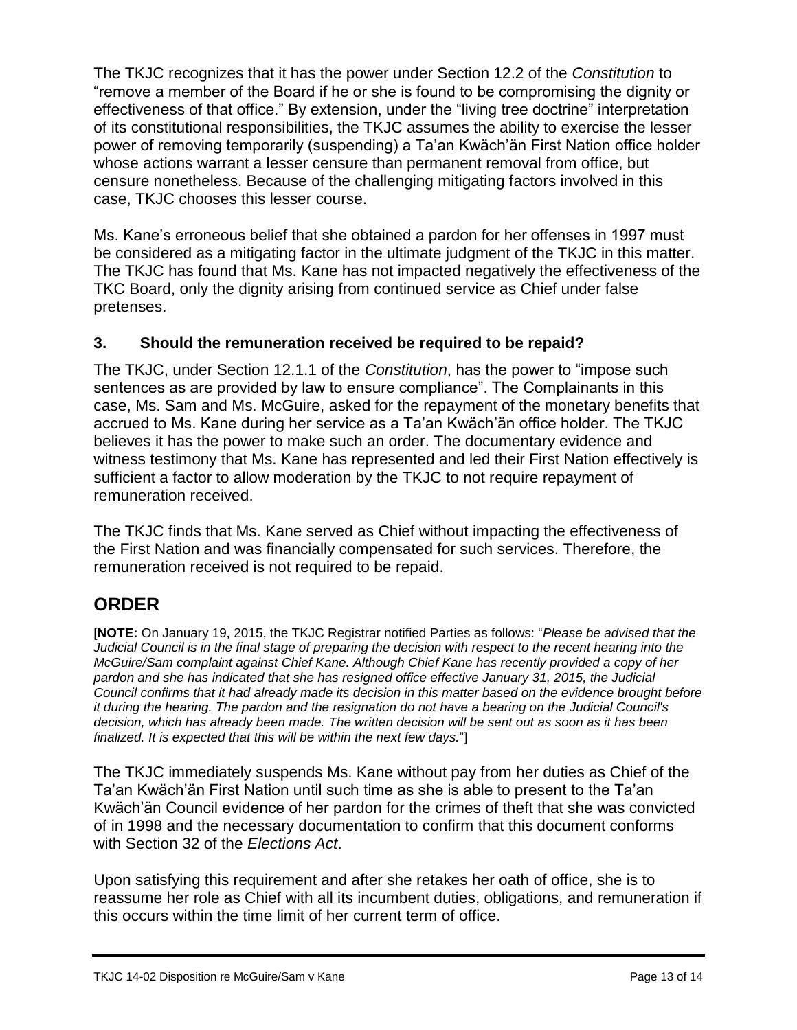The TKJC recognizes that it has the power under Section 12.2 of the *Constitution* to "remove a member of the Board if he or she is found to be compromising the dignity or effectiveness of that office." By extension, under the "living tree doctrine" interpretation of its constitutional responsibilities, the TKJC assumes the ability to exercise the lesser power of removing temporarily (suspending) a Ta'an Kwäch'än First Nation office holder whose actions warrant a lesser censure than permanent removal from office, but censure nonetheless. Because of the challenging mitigating factors involved in this case, TKJC chooses this lesser course.

Ms. Kane's erroneous belief that she obtained a pardon for her offenses in 1997 must be considered as a mitigating factor in the ultimate judgment of the TKJC in this matter. The TKJC has found that Ms. Kane has not impacted negatively the effectiveness of the TKC Board, only the dignity arising from continued service as Chief under false pretenses.

### 3. Should the remuneration received be required to be repaid?

The TKJC, under Section 12.1.1 of the *Constitution*, has the power to "impose such sentences as are provided by law to ensure compliance". The Complainants in this case, Ms. Sam and Ms. McGuire, asked for the repayment of the monetary benefits that accrued to Ms. Kane during her service as a Ta'an Kwäch'än office holder. The TKJC believes it has the power to make such an order. The documentary evidence and witness testimony that Ms. Kane has represented and led their First Nation effectively is sufficient a factor to allow moderation by the TKJC to not require repayment of remuneration received.

The TKJC finds that Ms. Kane served as Chief without impacting the effectiveness of the First Nation and was financially compensated for such services. Therefore, the remuneration received is not required to be repaid.

## ORDER

[**NOTE:** On January 19, 2015, the TKJC Registrar notified Parties as follows: "*Please be advised that the Judicial Council is in the final stage of preparing the decision with respect to the recent hearing into the McGuire/Sam complaint against Chief Kane. Although Chief Kane has recently provided a copy of her pardon and she has indicated that she has resigned office effective January 31, 2015, the Judicial Council confirms that it had already made its decision in this matter based on the evidence brought before it during the hearing. The pardon and the resignation do not have a bearing on the Judicial Council's decision, which has already been made. The written decision will be sent out as soon as it has been finalized. It is expected that this will be within the next few days.*"]

The TKJC immediately suspends Ms. Kane without pay from her duties as Chief of the Ta'an Kwäch'än First Nation until such time as she is able to present to the Ta'an Kwäch'än Council evidence of her pardon for the crimes of theft that she was convicted of in 1998 and the necessary documentation to confirm that this document conforms with Section 32 of the *Elections Act*.

Upon satisfying this requirement and after she retakes her oath of office, she is to reassume her role as Chief with all its incumbent duties, obligations, and remuneration if this occurs within the time limit of her current term of office.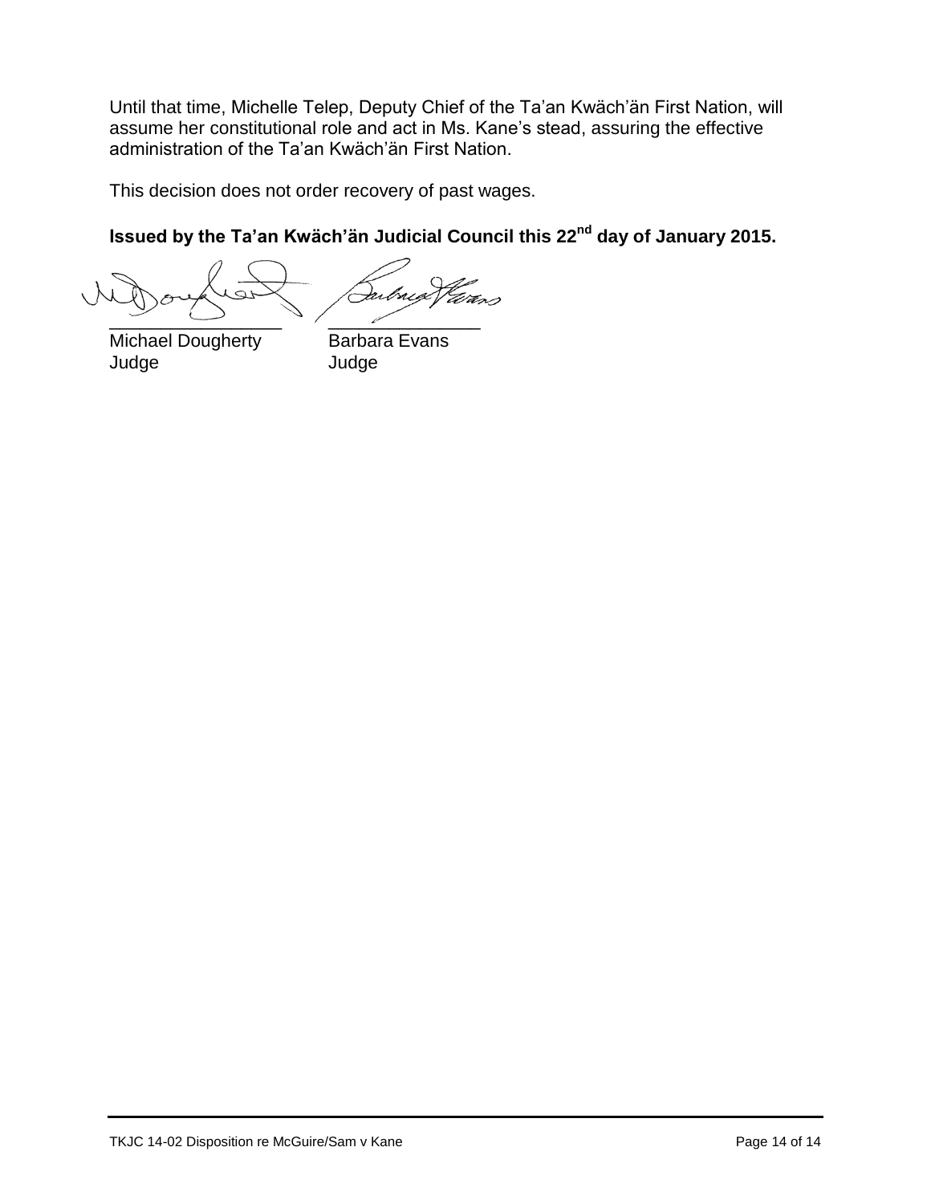Until that time, Michelle Telep, Deputy Chief of the Ta'an Kwäch'än First Nation, will assume her constitutional role and act in Ms. Kane's stead, assuring the effective administration of the Ta'an Kwäch'än First Nation.

This decision does not order recovery of past wages.

**Issued by the Ta'an Kwäch'än Judicial Council this 22nd day of January 2015.**

| | |
|---|---|
| Michael Dougherty | Barbara Evans |
| Judge | Judge |